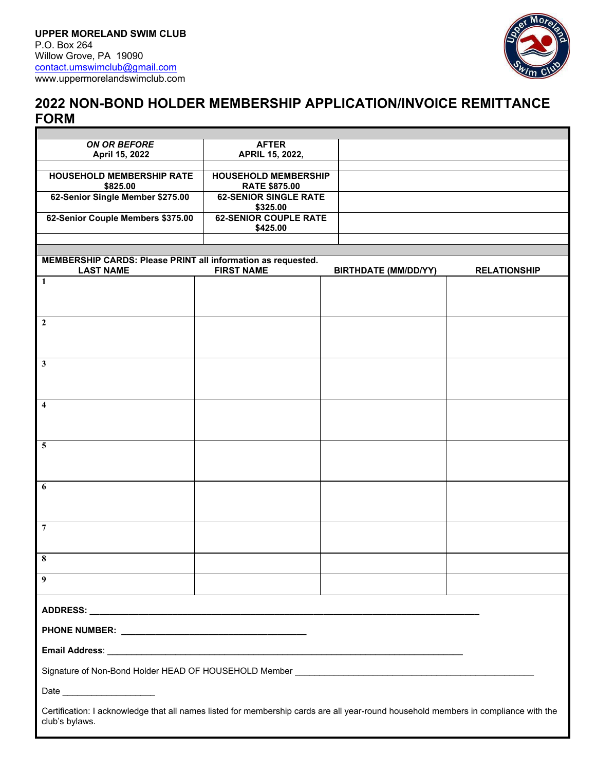**UPPER MORELAND SWIM CLUB**
P.O. Box 264
Willow Grove, PA 19090
contact.umswimclub@gmail.com
www.uppermorelandswimclub.com

# 2022 NON-BOND HOLDER MEMBERSHIP APPLICATION/INVOICE REMITTANCE FORM

| ***ON OR BEFORE*** **April 15, 2022** | **AFTER APRIL 15, 2022,** | |
|---|---|---|
| | | |
| **HOUSEHOLD MEMBERSHIP RATE $825.00** | **HOUSEHOLD MEMBERSHIP RATE $875.00** | |
| **62-Senior Single Member $275.00** | **62-SENIOR SINGLE RATE $325.00** | |
| **62-Senior Couple Members $375.00** | **62-SENIOR COUPLE RATE $425.00** | |
| | | |

**MEMBERSHIP CARDS: Please PRINT all information as requested.**

| LAST NAME | FIRST NAME | BIRTHDATE (MM/DD/YY) | RELATIONSHIP |
|---|---|---|---|
| 1 | | | |
| 2 | | | |
| 3 | | | |
| 4 | | | |
| 5 | | | |
| 6 | | | |
| 7 | | | |
| 8 | | | |
| 9 | | | |

**ADDRESS:** ____________________________________________________________________________

**PHONE NUMBER:** ___________________________________

**Email Address**: ___________________________________________________________________________

Signature of Non-Bond Holder HEAD OF HOUSEHOLD Member ______________________________________________

Date __________________

Certification: I acknowledge that all names listed for membership cards are all year-round household members in compliance with the club's bylaws.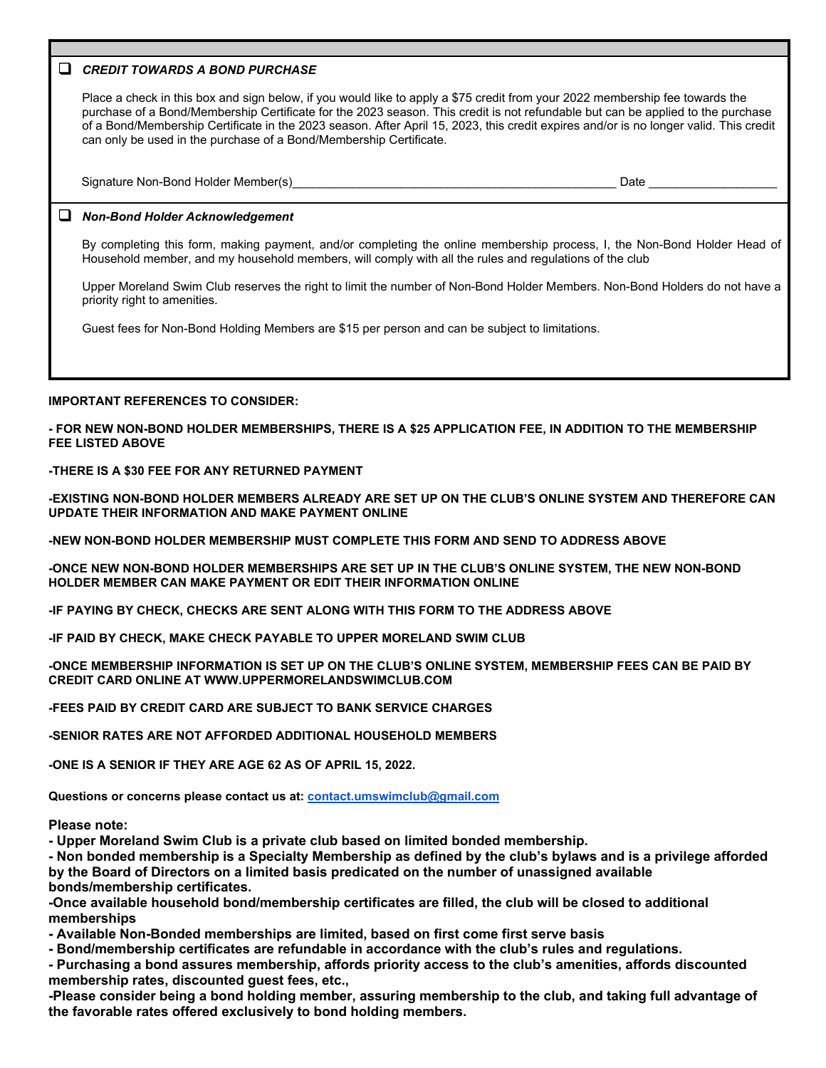☐ ***CREDIT TOWARDS A BOND PURCHASE***

Place a check in this box and sign below, if you would like to apply a $75 credit from your 2022 membership fee towards the purchase of a Bond/Membership Certificate for the 2023 season. This credit is not refundable but can be applied to the purchase of a Bond/Membership Certificate in the 2023 season. After April 15, 2023, this credit expires and/or is no longer valid. This credit can only be used in the purchase of a Bond/Membership Certificate.

Signature Non-Bond Holder Member(s)_________________________________________________ Date ___________________

☐ ***Non-Bond Holder Acknowledgement***

By completing this form, making payment, and/or completing the online membership process, I, the Non-Bond Holder Head of Household member, and my household members, will comply with all the rules and regulations of the club

Upper Moreland Swim Club reserves the right to limit the number of Non-Bond Holder Members. Non-Bond Holders do not have a priority right to amenities.

Guest fees for Non-Bond Holding Members are $15 per person and can be subject to limitations.

**IMPORTANT REFERENCES TO CONSIDER:**

**- FOR NEW NON-BOND HOLDER MEMBERSHIPS, THERE IS A $25 APPLICATION FEE, IN ADDITION TO THE MEMBERSHIP FEE LISTED ABOVE**

**-THERE IS A $30 FEE FOR ANY RETURNED PAYMENT**

**-EXISTING NON-BOND HOLDER MEMBERS ALREADY ARE SET UP ON THE CLUB'S ONLINE SYSTEM AND THEREFORE CAN UPDATE THEIR INFORMATION AND MAKE PAYMENT ONLINE**

**-NEW NON-BOND HOLDER MEMBERSHIP MUST COMPLETE THIS FORM AND SEND TO ADDRESS ABOVE**

**-ONCE NEW NON-BOND HOLDER MEMBERSHIPS ARE SET UP IN THE CLUB'S ONLINE SYSTEM, THE NEW NON-BOND HOLDER MEMBER CAN MAKE PAYMENT OR EDIT THEIR INFORMATION ONLINE**

**-IF PAYING BY CHECK, CHECKS ARE SENT ALONG WITH THIS FORM TO THE ADDRESS ABOVE**

**-IF PAID BY CHECK, MAKE CHECK PAYABLE TO UPPER MORELAND SWIM CLUB**

**-ONCE MEMBERSHIP INFORMATION IS SET UP ON THE CLUB'S ONLINE SYSTEM, MEMBERSHIP FEES CAN BE PAID BY CREDIT CARD ONLINE AT WWW.UPPERMORELANDSWIMCLUB.COM**

**-FEES PAID BY CREDIT CARD ARE SUBJECT TO BANK SERVICE CHARGES**

**-SENIOR RATES ARE NOT AFFORDED ADDITIONAL HOUSEHOLD MEMBERS**

**-ONE IS A SENIOR IF THEY ARE AGE 62 AS OF APRIL 15, 2022.**

**Questions or concerns please contact us at:** contact.umswimclub@gmail.com

**Please note:**

**- Upper Moreland Swim Club is a private club based on limited bonded membership.**
**- Non bonded membership is a Specialty Membership as defined by the club's bylaws and is a privilege afforded by the Board of Directors on a limited basis predicated on the number of unassigned available bonds/membership certificates.**
**-Once available household bond/membership certificates are filled, the club will be closed to additional memberships**
**- Available Non-Bonded memberships are limited, based on first come first serve basis**
**- Bond/membership certificates are refundable in accordance with the club's rules and regulations.**
**- Purchasing a bond assures membership, affords priority access to the club's amenities, affords discounted membership rates, discounted guest fees, etc.,**
**-Please consider being a bond holding member, assuring membership to the club, and taking full advantage of the favorable rates offered exclusively to bond holding members.**